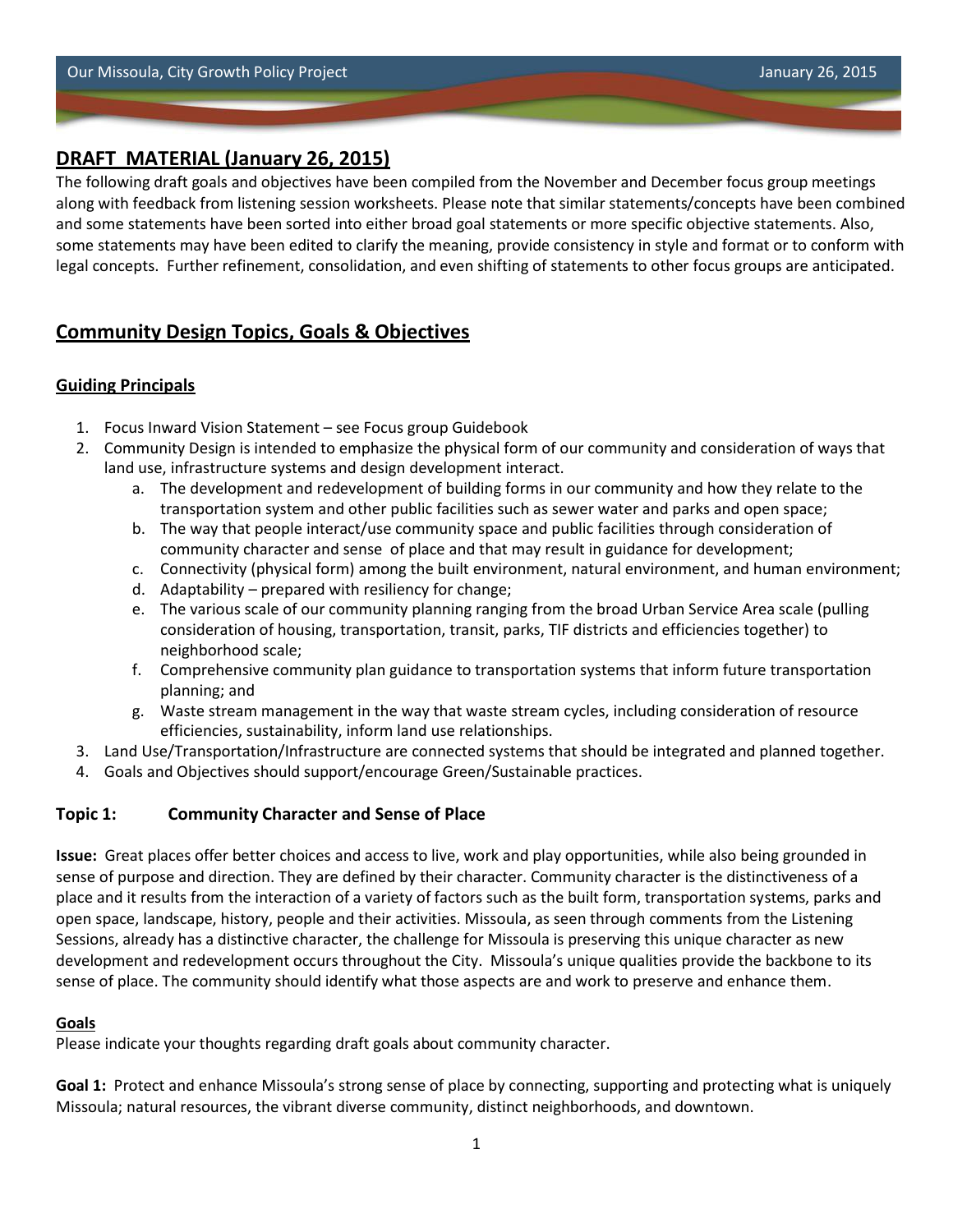## DRAFT MATERIAL (January 26, 2015)

The following draft goals and objectives have been compiled from the November and December focus group meetings along with feedback from listening session worksheets. Please note that similar statements/concepts have been combined and some statements have been sorted into either broad goal statements or more specific objective statements. Also, some statements may have been edited to clarify the meaning, provide consistency in style and format or to conform with legal concepts. Further refinement, consolidation, and even shifting of statements to other focus groups are anticipated.

## Community Design Topics, Goals & Objectives

### Guiding Principals

1. Focus Inward Vision Statement – see Focus group Guidebook
2. Community Design is intended to emphasize the physical form of our community and consideration of ways that land use, infrastructure systems and design development interact.
    a. The development and redevelopment of building forms in our community and how they relate to the transportation system and other public facilities such as sewer water and parks and open space;
    b. The way that people interact/use community space and public facilities through consideration of community character and sense of place and that may result in guidance for development;
    c. Connectivity (physical form) among the built environment, natural environment, and human environment;
    d. Adaptability – prepared with resiliency for change;
    e. The various scale of our community planning ranging from the broad Urban Service Area scale (pulling consideration of housing, transportation, transit, parks, TIF districts and efficiencies together) to neighborhood scale;
    f. Comprehensive community plan guidance to transportation systems that inform future transportation planning; and
    g. Waste stream management in the way that waste stream cycles, including consideration of resource efficiencies, sustainability, inform land use relationships.
3. Land Use/Transportation/Infrastructure are connected systems that should be integrated and planned together.
4. Goals and Objectives should support/encourage Green/Sustainable practices.

### Topic 1: Community Character and Sense of Place

**Issue:** Great places offer better choices and access to live, work and play opportunities, while also being grounded in sense of purpose and direction. They are defined by their character. Community character is the distinctiveness of a place and it results from the interaction of a variety of factors such as the built form, transportation systems, parks and open space, landscape, history, people and their activities. Missoula, as seen through comments from the Listening Sessions, already has a distinctive character, the challenge for Missoula is preserving this unique character as new development and redevelopment occurs throughout the City. Missoula's unique qualities provide the backbone to its sense of place. The community should identify what those aspects are and work to preserve and enhance them.

#### Goals

Please indicate your thoughts regarding draft goals about community character.

**Goal 1:** Protect and enhance Missoula's strong sense of place by connecting, supporting and protecting what is uniquely Missoula; natural resources, the vibrant diverse community, distinct neighborhoods, and downtown.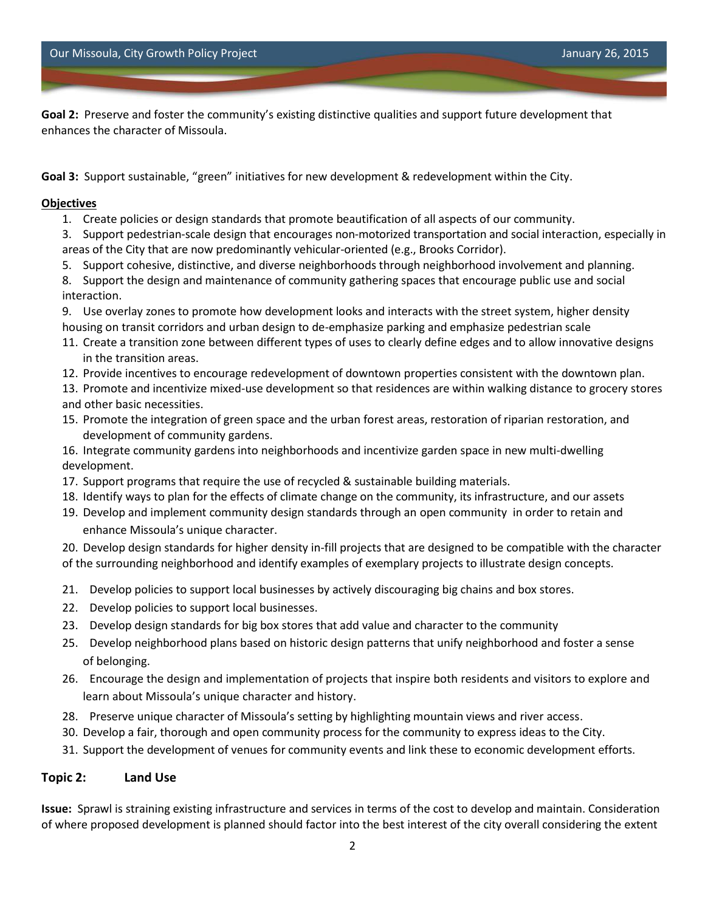**Goal 2:** Preserve and foster the community's existing distinctive qualities and support future development that enhances the character of Missoula.

**Goal 3:** Support sustainable, "green" initiatives for new development & redevelopment within the City.

**Objectives**

1. Create policies or design standards that promote beautification of all aspects of our community.
3. Support pedestrian-scale design that encourages non-motorized transportation and social interaction, especially in areas of the City that are now predominantly vehicular-oriented (e.g., Brooks Corridor).
5. Support cohesive, distinctive, and diverse neighborhoods through neighborhood involvement and planning.
8. Support the design and maintenance of community gathering spaces that encourage public use and social interaction.
9. Use overlay zones to promote how development looks and interacts with the street system, higher density housing on transit corridors and urban design to de-emphasize parking and emphasize pedestrian scale
11. Create a transition zone between different types of uses to clearly define edges and to allow innovative designs in the transition areas.
12. Provide incentives to encourage redevelopment of downtown properties consistent with the downtown plan.
13. Promote and incentivize mixed-use development so that residences are within walking distance to grocery stores and other basic necessities.
15. Promote the integration of green space and the urban forest areas, restoration of riparian restoration, and development of community gardens.
16. Integrate community gardens into neighborhoods and incentivize garden space in new multi-dwelling development.
17. Support programs that require the use of recycled & sustainable building materials.
18. Identify ways to plan for the effects of climate change on the community, its infrastructure, and our assets
19. Develop and implement community design standards through an open community in order to retain and enhance Missoula's unique character.
20. Develop design standards for higher density in-fill projects that are designed to be compatible with the character of the surrounding neighborhood and identify examples of exemplary projects to illustrate design concepts.
21. Develop policies to support local businesses by actively discouraging big chains and box stores.
22. Develop policies to support local businesses.
23. Develop design standards for big box stores that add value and character to the community
25. Develop neighborhood plans based on historic design patterns that unify neighborhood and foster a sense of belonging.
26. Encourage the design and implementation of projects that inspire both residents and visitors to explore and learn about Missoula's unique character and history.
28. Preserve unique character of Missoula's setting by highlighting mountain views and river access.
30. Develop a fair, thorough and open community process for the community to express ideas to the City.
31. Support the development of venues for community events and link these to economic development efforts.

## Topic 2: Land Use

**Issue:** Sprawl is straining existing infrastructure and services in terms of the cost to develop and maintain. Consideration of where proposed development is planned should factor into the best interest of the city overall considering the extent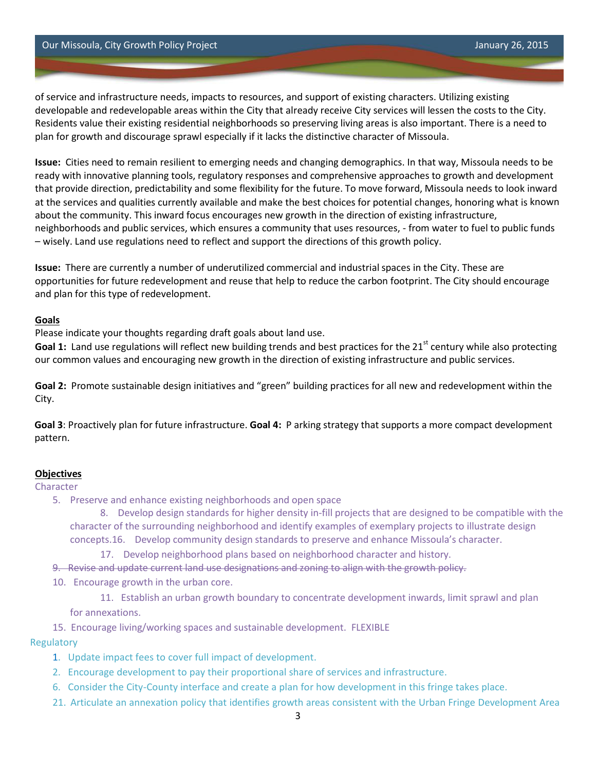of service and infrastructure needs, impacts to resources, and support of existing characters. Utilizing existing developable and redevelopable areas within the City that already receive City services will lessen the costs to the City. Residents value their existing residential neighborhoods so preserving living areas is also important. There is a need to plan for growth and discourage sprawl especially if it lacks the distinctive character of Missoula.

**Issue:** Cities need to remain resilient to emerging needs and changing demographics. In that way, Missoula needs to be ready with innovative planning tools, regulatory responses and comprehensive approaches to growth and development that provide direction, predictability and some flexibility for the future. To move forward, Missoula needs to look inward at the services and qualities currently available and make the best choices for potential changes, honoring what is known about the community. This inward focus encourages new growth in the direction of existing infrastructure, neighborhoods and public services, which ensures a community that uses resources, - from water to fuel to public funds – wisely. Land use regulations need to reflect and support the directions of this growth policy.

**Issue:** There are currently a number of underutilized commercial and industrial spaces in the City. These are opportunities for future redevelopment and reuse that help to reduce the carbon footprint. The City should encourage and plan for this type of redevelopment.

**Goals**

Please indicate your thoughts regarding draft goals about land use.

**Goal 1:** Land use regulations will reflect new building trends and best practices for the 21st century while also protecting our common values and encouraging new growth in the direction of existing infrastructure and public services.

**Goal 2:** Promote sustainable design initiatives and "green" building practices for all new and redevelopment within the City.

**Goal 3**: Proactively plan for future infrastructure. **Goal 4:** P arking strategy that supports a more compact development pattern.

**Objectives**

Character

5. Preserve and enhance existing neighborhoods and open space
   8. Develop design standards for higher density in-fill projects that are designed to be compatible with the character of the surrounding neighborhood and identify examples of exemplary projects to illustrate design concepts.16. Develop community design standards to preserve and enhance Missoula's character.
   17. Develop neighborhood plans based on neighborhood character and history.

~~9. Revise and update current land use designations and zoning to align with the growth policy.~~

10. Encourage growth in the urban core.
    11. Establish an urban growth boundary to concentrate development inwards, limit sprawl and plan for annexations.
15. Encourage living/working spaces and sustainable development. FLEXIBLE

Regulatory

1. Update impact fees to cover full impact of development.
2. Encourage development to pay their proportional share of services and infrastructure.
6. Consider the City-County interface and create a plan for how development in this fringe takes place.
21. Articulate an annexation policy that identifies growth areas consistent with the Urban Fringe Development Area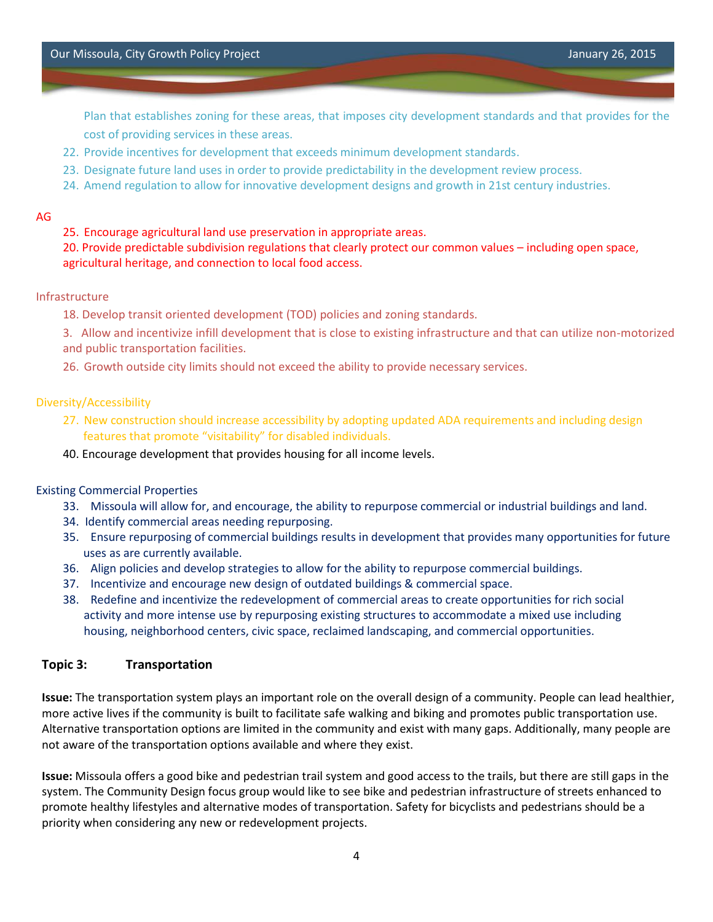Plan that establishes zoning for these areas, that imposes city development standards and that provides for the cost of providing services in these areas.

22. Provide incentives for development that exceeds minimum development standards.
23. Designate future land uses in order to provide predictability in the development review process.
24. Amend regulation to allow for innovative development designs and growth in 21st century industries.

AG

25. Encourage agricultural land use preservation in appropriate areas.

20. Provide predictable subdivision regulations that clearly protect our common values – including open space, agricultural heritage, and connection to local food access.

Infrastructure

18. Develop transit oriented development (TOD) policies and zoning standards.

3. Allow and incentivize infill development that is close to existing infrastructure and that can utilize non-motorized and public transportation facilities.

26. Growth outside city limits should not exceed the ability to provide necessary services.

Diversity/Accessibility

27. New construction should increase accessibility by adopting updated ADA requirements and including design features that promote "visitability" for disabled individuals.

40. Encourage development that provides housing for all income levels.

Existing Commercial Properties

33. Missoula will allow for, and encourage, the ability to repurpose commercial or industrial buildings and land.
34. Identify commercial areas needing repurposing.
35. Ensure repurposing of commercial buildings results in development that provides many opportunities for future uses as are currently available.
36. Align policies and develop strategies to allow for the ability to repurpose commercial buildings.
37. Incentivize and encourage new design of outdated buildings & commercial space.
38. Redefine and incentivize the redevelopment of commercial areas to create opportunities for rich social activity and more intense use by repurposing existing structures to accommodate a mixed use including housing, neighborhood centers, civic space, reclaimed landscaping, and commercial opportunities.

**Topic 3: Transportation**

**Issue:** The transportation system plays an important role on the overall design of a community. People can lead healthier, more active lives if the community is built to facilitate safe walking and biking and promotes public transportation use. Alternative transportation options are limited in the community and exist with many gaps. Additionally, many people are not aware of the transportation options available and where they exist.

**Issue:** Missoula offers a good bike and pedestrian trail system and good access to the trails, but there are still gaps in the system. The Community Design focus group would like to see bike and pedestrian infrastructure of streets enhanced to promote healthy lifestyles and alternative modes of transportation. Safety for bicyclists and pedestrians should be a priority when considering any new or redevelopment projects.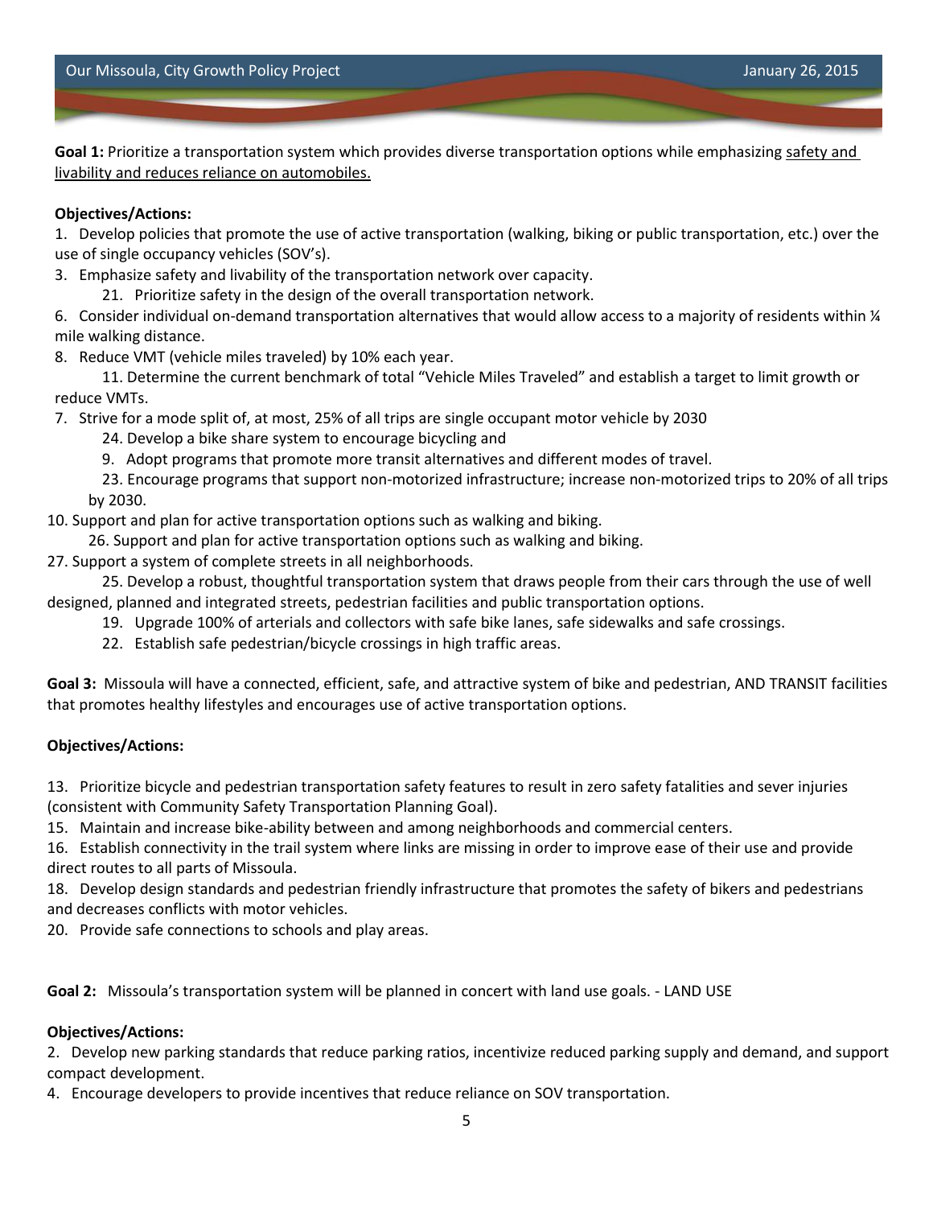**Goal 1:** Prioritize a transportation system which provides diverse transportation options while emphasizing <u>safety and livability and reduces reliance on automobiles.</u>

**Objectives/Actions:**

1. Develop policies that promote the use of active transportation (walking, biking or public transportation, etc.) over the use of single occupancy vehicles (SOV's).

3. Emphasize safety and livability of the transportation network over capacity.

    21. Prioritize safety in the design of the overall transportation network.

6. Consider individual on-demand transportation alternatives that would allow access to a majority of residents within ¼ mile walking distance.

8. Reduce VMT (vehicle miles traveled) by 10% each year.

    11. Determine the current benchmark of total "Vehicle Miles Traveled" and establish a target to limit growth or reduce VMTs.

7. Strive for a mode split of, at most, 25% of all trips are single occupant motor vehicle by 2030

    24. Develop a bike share system to encourage bicycling and

    9. Adopt programs that promote more transit alternatives and different modes of travel.

    23. Encourage programs that support non-motorized infrastructure; increase non-motorized trips to 20% of all trips by 2030.

10. Support and plan for active transportation options such as walking and biking.

    26. Support and plan for active transportation options such as walking and biking.

27. Support a system of complete streets in all neighborhoods.

    25. Develop a robust, thoughtful transportation system that draws people from their cars through the use of well designed, planned and integrated streets, pedestrian facilities and public transportation options.

    19. Upgrade 100% of arterials and collectors with safe bike lanes, safe sidewalks and safe crossings.

    22. Establish safe pedestrian/bicycle crossings in high traffic areas.

**Goal 3:** Missoula will have a connected, efficient, safe, and attractive system of bike and pedestrian, AND TRANSIT facilities that promotes healthy lifestyles and encourages use of active transportation options.

**Objectives/Actions:**

13. Prioritize bicycle and pedestrian transportation safety features to result in zero safety fatalities and sever injuries (consistent with Community Safety Transportation Planning Goal).

15. Maintain and increase bike-ability between and among neighborhoods and commercial centers.

16. Establish connectivity in the trail system where links are missing in order to improve ease of their use and provide direct routes to all parts of Missoula.

18. Develop design standards and pedestrian friendly infrastructure that promotes the safety of bikers and pedestrians and decreases conflicts with motor vehicles.

20. Provide safe connections to schools and play areas.

**Goal 2:** Missoula's transportation system will be planned in concert with land use goals. - LAND USE

**Objectives/Actions:**

2. Develop new parking standards that reduce parking ratios, incentivize reduced parking supply and demand, and support compact development.

4. Encourage developers to provide incentives that reduce reliance on SOV transportation.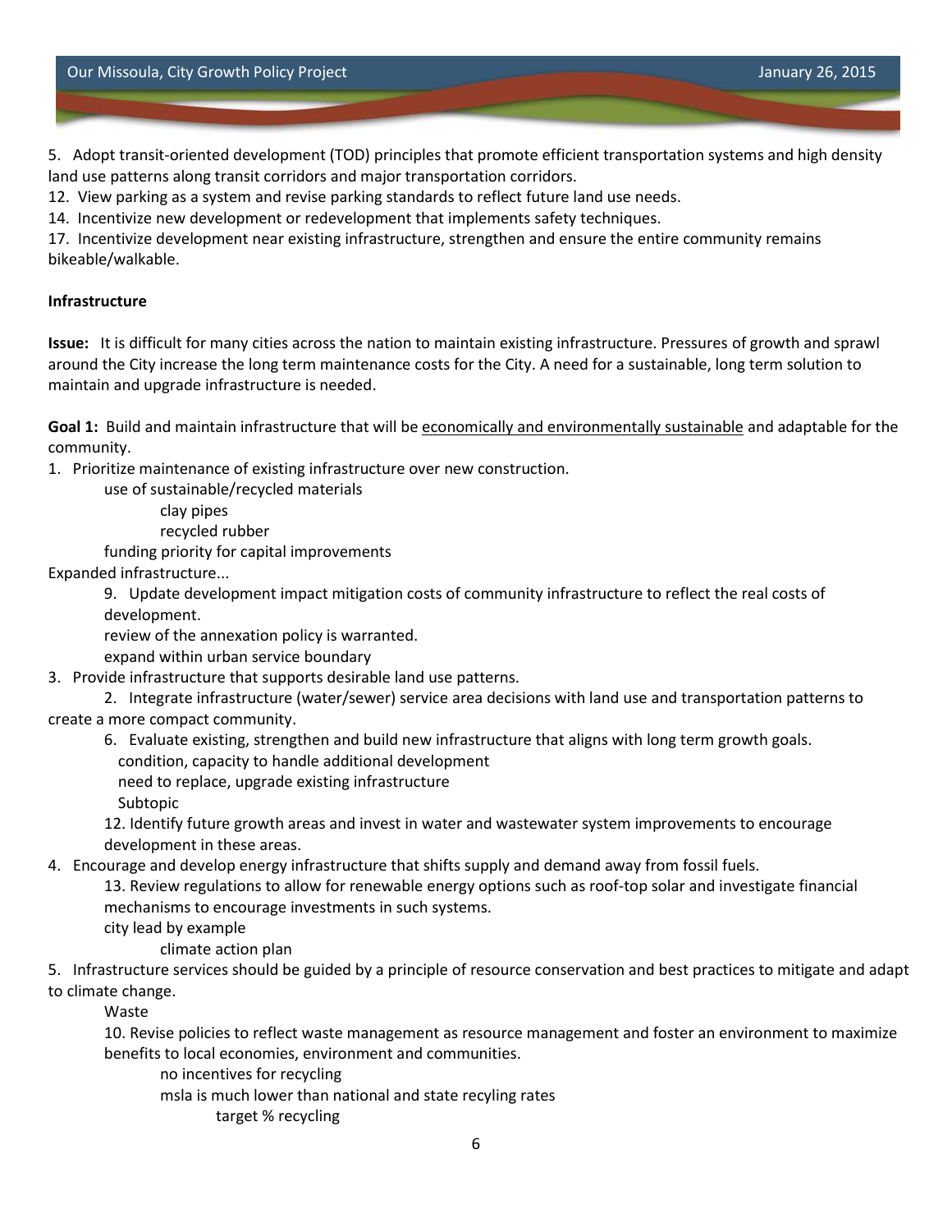5. Adopt transit-oriented development (TOD) principles that promote efficient transportation systems and high density land use patterns along transit corridors and major transportation corridors.
12. View parking as a system and revise parking standards to reflect future land use needs.
14. Incentivize new development or redevelopment that implements safety techniques.
17. Incentivize development near existing infrastructure, strengthen and ensure the entire community remains bikeable/walkable.

**Infrastructure**

**Issue:** It is difficult for many cities across the nation to maintain existing infrastructure. Pressures of growth and sprawl around the City increase the long term maintenance costs for the City. A need for a sustainable, long term solution to maintain and upgrade infrastructure is needed.

**Goal 1:** Build and maintain infrastructure that will be economically and environmentally sustainable and adaptable for the community.

1. Prioritize maintenance of existing infrastructure over new construction.
    - use of sustainable/recycled materials
        - clay pipes
        - recycled rubber
    - funding priority for capital improvements

Expanded infrastructure...

- 9. Update development impact mitigation costs of community infrastructure to reflect the real costs of development.
- review of the annexation policy is warranted.
- expand within urban service boundary

3. Provide infrastructure that supports desirable land use patterns.
    - 2. Integrate infrastructure (water/sewer) service area decisions with land use and transportation patterns to create a more compact community.
    - 6. Evaluate existing, strengthen and build new infrastructure that aligns with long term growth goals.
        - condition, capacity to handle additional development
        - need to replace, upgrade existing infrastructure
        - Subtopic
    - 12. Identify future growth areas and invest in water and wastewater system improvements to encourage development in these areas.
4. Encourage and develop energy infrastructure that shifts supply and demand away from fossil fuels.
    - 13. Review regulations to allow for renewable energy options such as roof-top solar and investigate financial mechanisms to encourage investments in such systems.
    - city lead by example
        - climate action plan
5. Infrastructure services should be guided by a principle of resource conservation and best practices to mitigate and adapt to climate change.
    - Waste
    - 10. Revise policies to reflect waste management as resource management and foster an environment to maximize benefits to local economies, environment and communities.
        - no incentives for recycling
        - msla is much lower than national and state recyling rates
            - target % recycling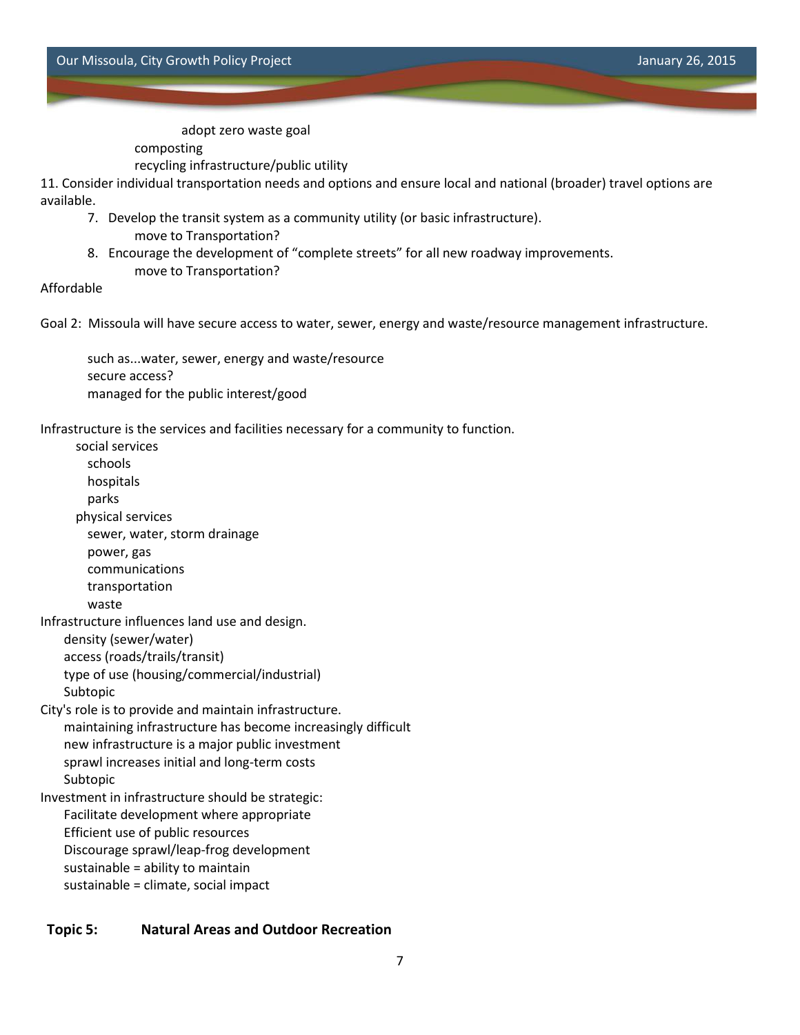adopt zero waste goal
composting
recycling infrastructure/public utility

11. Consider individual transportation needs and options and ensure local and national (broader) travel options are available.

7. Develop the transit system as a community utility (or basic infrastructure).
   move to Transportation?
8. Encourage the development of "complete streets" for all new roadway improvements.
   move to Transportation?

Affordable

Goal 2: Missoula will have secure access to water, sewer, energy and waste/resource management infrastructure.

such as...water, sewer, energy and waste/resource
secure access?
managed for the public interest/good

Infrastructure is the services and facilities necessary for a community to function.
- social services
  - schools
  - hospitals
  - parks
- physical services
  - sewer, water, storm drainage
  - power, gas
  - communications
  - transportation
  - waste

Infrastructure influences land use and design.
- density (sewer/water)
- access (roads/trails/transit)
- type of use (housing/commercial/industrial)
- Subtopic

City's role is to provide and maintain infrastructure.
- maintaining infrastructure has become increasingly difficult
- new infrastructure is a major public investment
- sprawl increases initial and long-term costs
- Subtopic

Investment in infrastructure should be strategic:
- Facilitate development where appropriate
- Efficient use of public resources
- Discourage sprawl/leap-frog development
- sustainable = ability to maintain
- sustainable = climate, social impact

**Topic 5: Natural Areas and Outdoor Recreation**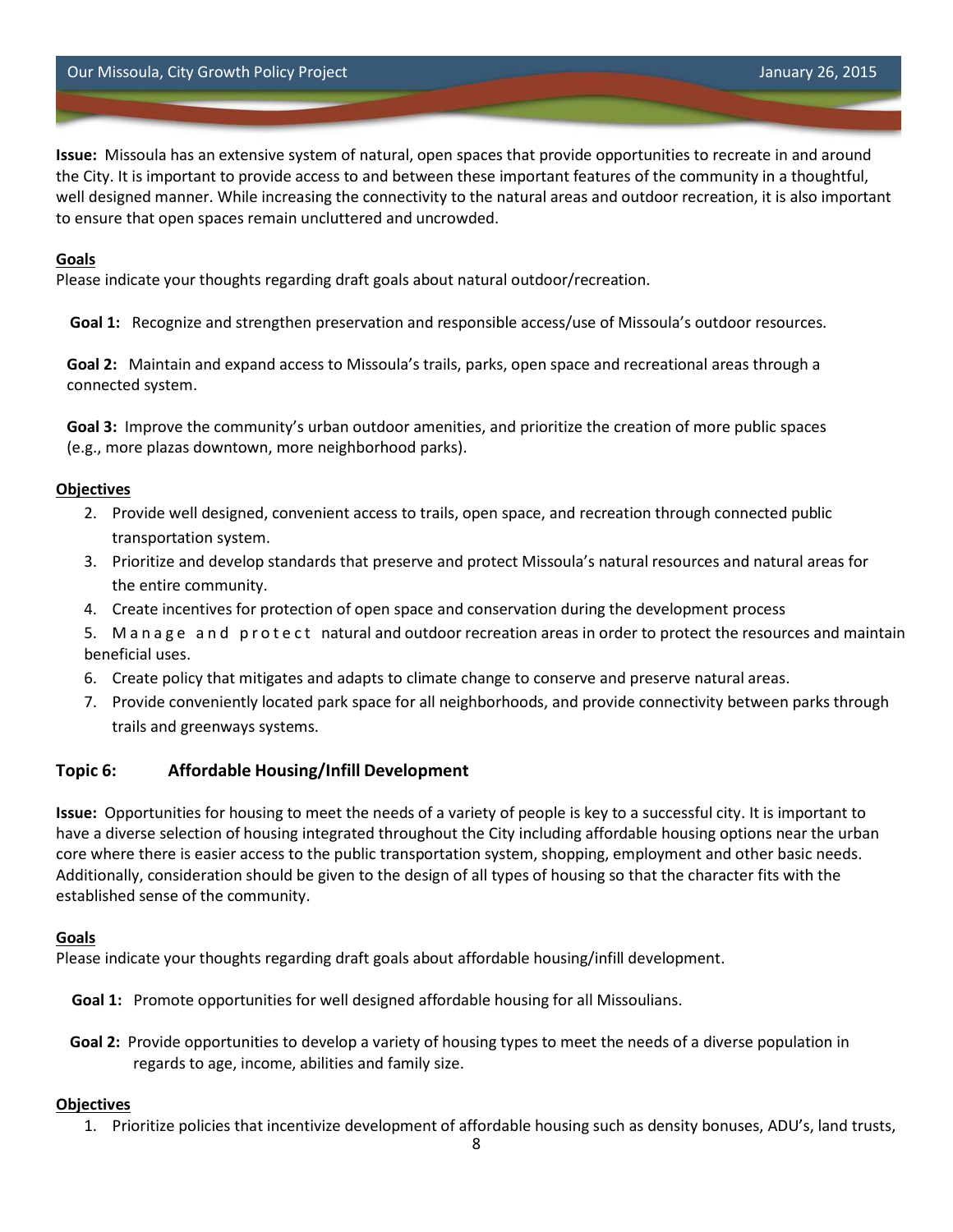**Issue:** Missoula has an extensive system of natural, open spaces that provide opportunities to recreate in and around the City. It is important to provide access to and between these important features of the community in a thoughtful, well designed manner. While increasing the connectivity to the natural areas and outdoor recreation, it is also important to ensure that open spaces remain uncluttered and uncrowded.

**Goals**

Please indicate your thoughts regarding draft goals about natural outdoor/recreation.

**Goal 1:** Recognize and strengthen preservation and responsible access/use of Missoula's outdoor resources.

**Goal 2:** Maintain and expand access to Missoula's trails, parks, open space and recreational areas through a connected system.

**Goal 3:** Improve the community's urban outdoor amenities, and prioritize the creation of more public spaces (e.g., more plazas downtown, more neighborhood parks).

**Objectives**

2. Provide well designed, convenient access to trails, open space, and recreation through connected public transportation system.
3. Prioritize and develop standards that preserve and protect Missoula's natural resources and natural areas for the entire community.
4. Create incentives for protection of open space and conservation during the development process
5. Manage and protect natural and outdoor recreation areas in order to protect the resources and maintain beneficial uses.
6. Create policy that mitigates and adapts to climate change to conserve and preserve natural areas.
7. Provide conveniently located park space for all neighborhoods, and provide connectivity between parks through trails and greenways systems.

## Topic 6: Affordable Housing/Infill Development

**Issue:** Opportunities for housing to meet the needs of a variety of people is key to a successful city. It is important to have a diverse selection of housing integrated throughout the City including affordable housing options near the urban core where there is easier access to the public transportation system, shopping, employment and other basic needs. Additionally, consideration should be given to the design of all types of housing so that the character fits with the established sense of the community.

**Goals**

Please indicate your thoughts regarding draft goals about affordable housing/infill development.

**Goal 1:** Promote opportunities for well designed affordable housing for all Missoulians.

**Goal 2:** Provide opportunities to develop a variety of housing types to meet the needs of a diverse population in regards to age, income, abilities and family size.

**Objectives**

1. Prioritize policies that incentivize development of affordable housing such as density bonuses, ADU's, land trusts,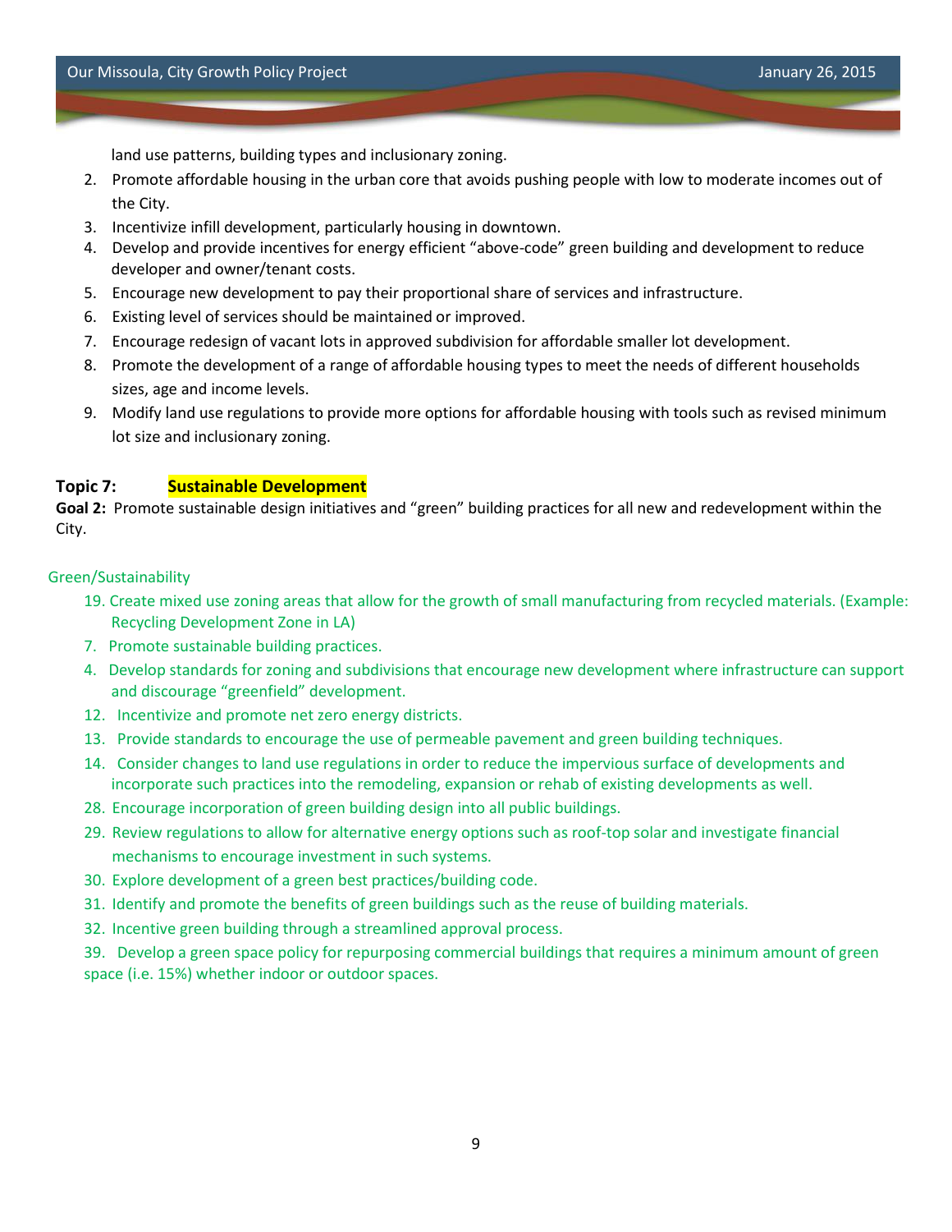land use patterns, building types and inclusionary zoning.

2. Promote affordable housing in the urban core that avoids pushing people with low to moderate incomes out of the City.
3. Incentivize infill development, particularly housing in downtown.
4. Develop and provide incentives for energy efficient "above-code" green building and development to reduce developer and owner/tenant costs.
5. Encourage new development to pay their proportional share of services and infrastructure.
6. Existing level of services should be maintained or improved.
7. Encourage redesign of vacant lots in approved subdivision for affordable smaller lot development.
8. Promote the development of a range of affordable housing types to meet the needs of different households sizes, age and income levels.
9. Modify land use regulations to provide more options for affordable housing with tools such as revised minimum lot size and inclusionary zoning.

**Topic 7:** **Sustainable Development**

**Goal 2:** Promote sustainable design initiatives and "green" building practices for all new and redevelopment within the City.

Green/Sustainability

19. Create mixed use zoning areas that allow for the growth of small manufacturing from recycled materials. (Example: Recycling Development Zone in LA)
7. Promote sustainable building practices.
4. Develop standards for zoning and subdivisions that encourage new development where infrastructure can support and discourage "greenfield" development.
12. Incentivize and promote net zero energy districts.
13. Provide standards to encourage the use of permeable pavement and green building techniques.
14. Consider changes to land use regulations in order to reduce the impervious surface of developments and incorporate such practices into the remodeling, expansion or rehab of existing developments as well.
28. Encourage incorporation of green building design into all public buildings.
29. Review regulations to allow for alternative energy options such as roof-top solar and investigate financial mechanisms to encourage investment in such systems.
30. Explore development of a green best practices/building code.
31. Identify and promote the benefits of green buildings such as the reuse of building materials.
32. Incentive green building through a streamlined approval process.
39. Develop a green space policy for repurposing commercial buildings that requires a minimum amount of green space (i.e. 15%) whether indoor or outdoor spaces.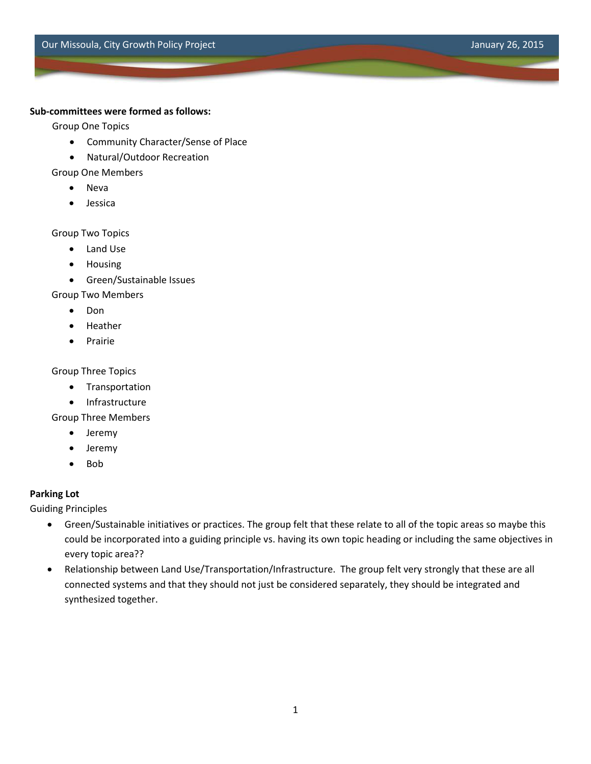**Sub-committees were formed as follows:**

Group One Topics

- Community Character/Sense of Place
- Natural/Outdoor Recreation

Group One Members

- Neva
- Jessica

Group Two Topics

- Land Use
- Housing
- Green/Sustainable Issues

Group Two Members

- Don
- Heather
- Prairie

Group Three Topics

- Transportation
- Infrastructure

Group Three Members

- Jeremy
- Jeremy
- Bob

**Parking Lot**

Guiding Principles

- Green/Sustainable initiatives or practices. The group felt that these relate to all of the topic areas so maybe this could be incorporated into a guiding principle vs. having its own topic heading or including the same objectives in every topic area??
- Relationship between Land Use/Transportation/Infrastructure. The group felt very strongly that these are all connected systems and that they should not just be considered separately, they should be integrated and synthesized together.